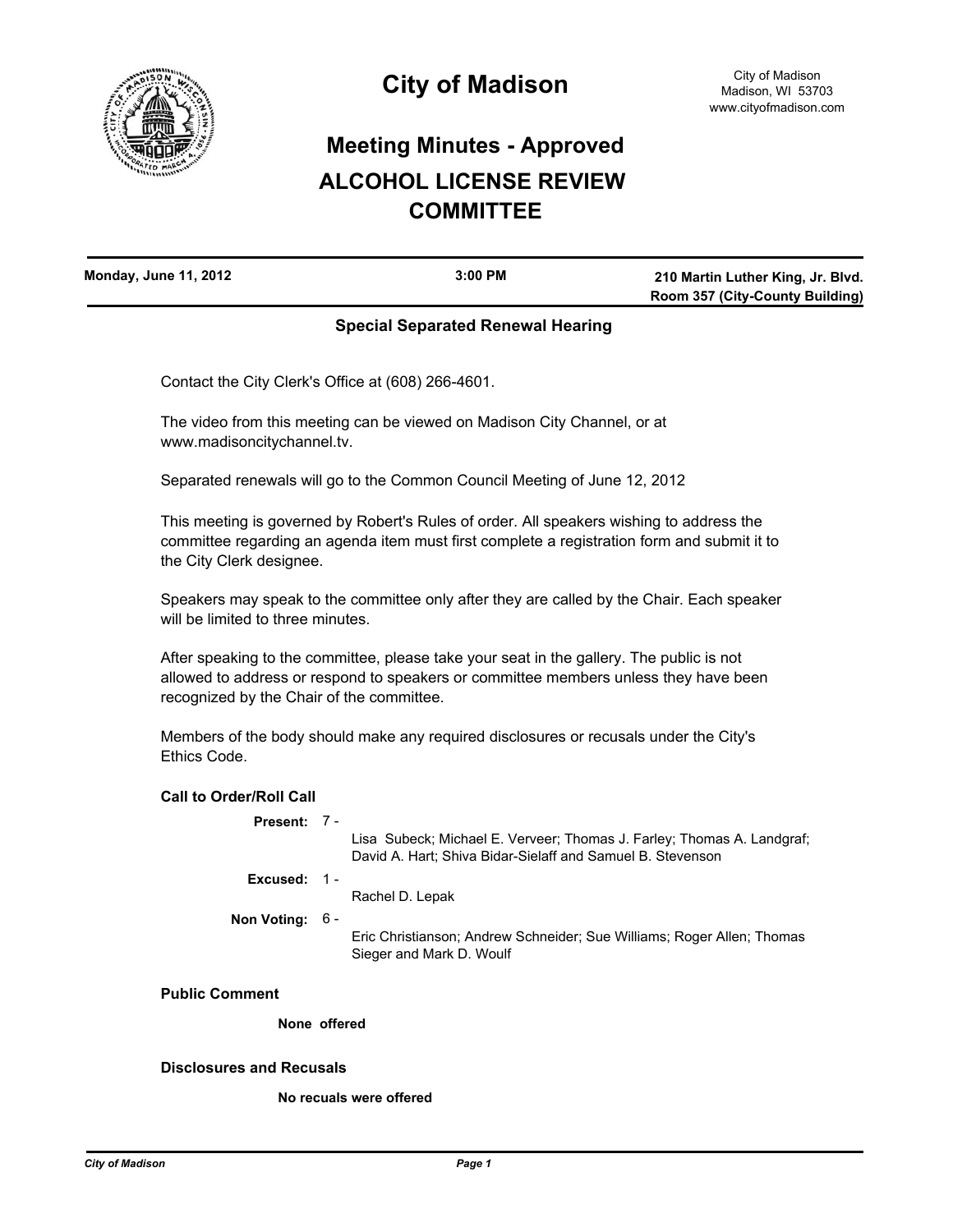# City of Madison

City of Madison
Madison, WI 53703
www.cityofmadison.com

## Meeting Minutes - Approved

## ALCOHOL LICENSE REVIEW COMMITTEE

| Monday, June 11, 2012 | 3:00 PM | 210 Martin Luther King, Jr. Blvd. Room 357 (City-County Building) |
|---|---|---|

### Special Separated Renewal Hearing

Contact the City Clerk's Office at (608) 266-4601.

The video from this meeting can be viewed on Madison City Channel, or at www.madisoncitychannel.tv.

Separated renewals will go to the Common Council Meeting of June 12, 2012

This meeting is governed by Robert's Rules of order. All speakers wishing to address the committee regarding an agenda item must first complete a registration form and submit it to the City Clerk designee.

Speakers may speak to the committee only after they are called by the Chair. Each speaker will be limited to three minutes.

After speaking to the committee, please take your seat in the gallery. The public is not allowed to address or respond to speakers or committee members unless they have been recognized by the Chair of the committee.

Members of the body should make any required disclosures or recusals under the City's Ethics Code.

### Call to Order/Roll Call

**Present:** 7 - Lisa Subeck; Michael E. Verveer; Thomas J. Farley; Thomas A. Landgraf; David A. Hart; Shiva Bidar-Sielaff and Samuel B. Stevenson

**Excused:** 1 - Rachel D. Lepak

**Non Voting:** 6 - Eric Christianson; Andrew Schneider; Sue Williams; Roger Allen; Thomas Sieger and Mark D. Woulf

### Public Comment

**None offered**

### Disclosures and Recusals

**No recuals were offered**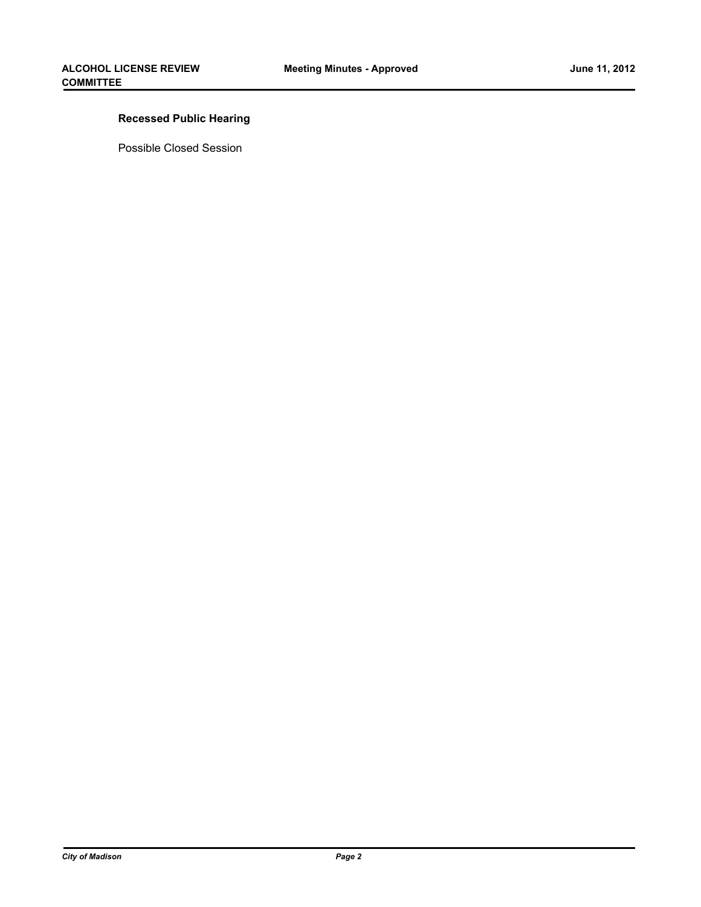**Recessed Public Hearing**

Possible Closed Session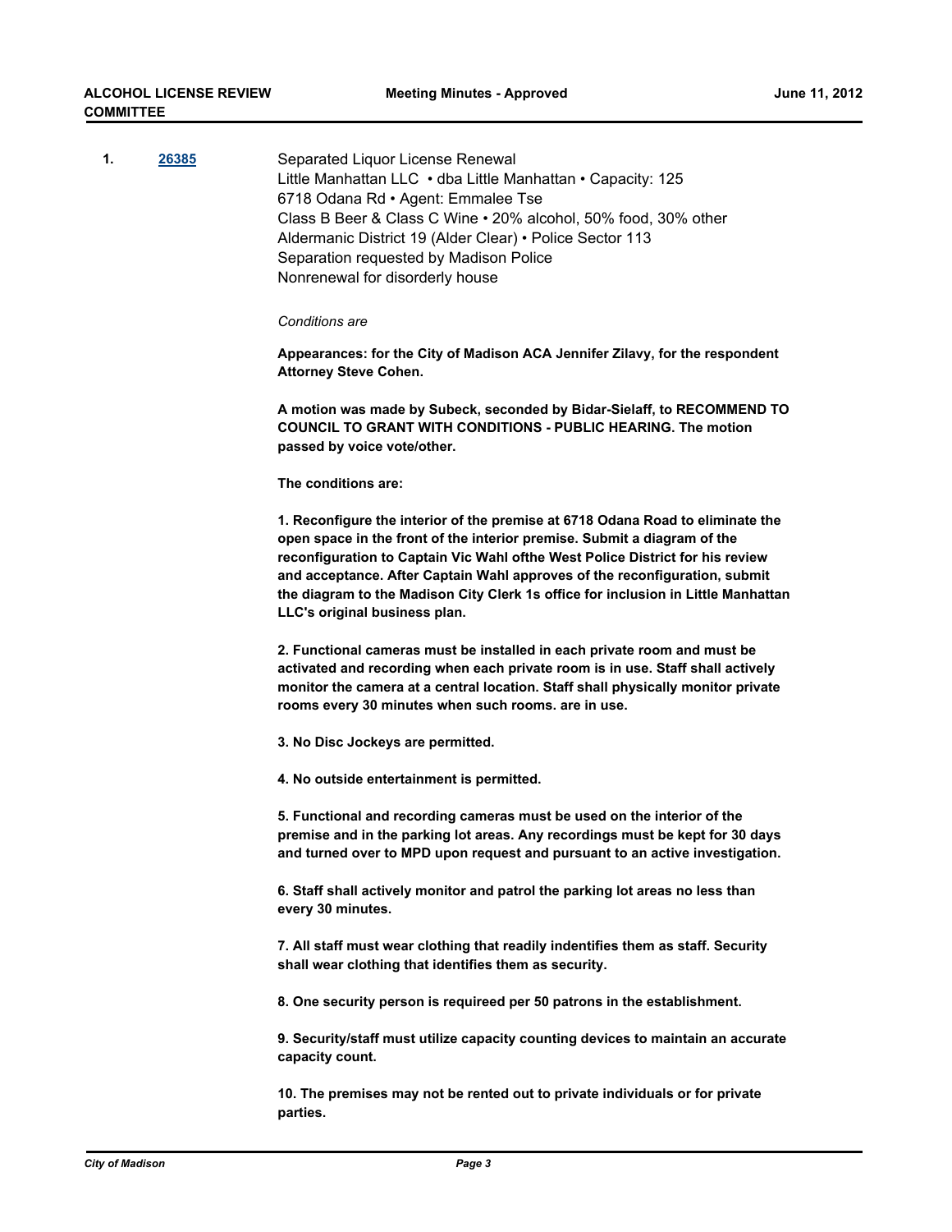**1.** [26385](26385)

Separated Liquor License Renewal
Little Manhattan LLC • dba Little Manhattan • Capacity: 125
6718 Odana Rd • Agent: Emmalee Tse
Class B Beer & Class C Wine • 20% alcohol, 50% food, 30% other
Aldermanic District 19 (Alder Clear) • Police Sector 113
Separation requested by Madison Police
Nonrenewal for disorderly house

*Conditions are*

**Appearances: for the City of Madison ACA Jennifer Zilavy, for the respondent Attorney Steve Cohen.**

**A motion was made by Subeck, seconded by Bidar-Sielaff, to RECOMMEND TO COUNCIL TO GRANT WITH CONDITIONS - PUBLIC HEARING. The motion passed by voice vote/other.**

**The conditions are:**

**1. Reconfigure the interior of the premise at 6718 Odana Road to eliminate the open space in the front of the interior premise. Submit a diagram of the reconfiguration to Captain Vic Wahl ofthe West Police District for his review and acceptance. After Captain Wahl approves of the reconfiguration, submit the diagram to the Madison City Clerk 1s office for inclusion in Little Manhattan LLC's original business plan.**

**2. Functional cameras must be installed in each private room and must be activated and recording when each private room is in use. Staff shall actively monitor the camera at a central location. Staff shall physically monitor private rooms every 30 minutes when such rooms. are in use.**

**3. No Disc Jockeys are permitted.**

**4. No outside entertainment is permitted.**

**5. Functional and recording cameras must be used on the interior of the premise and in the parking lot areas. Any recordings must be kept for 30 days and turned over to MPD upon request and pursuant to an active investigation.**

**6. Staff shall actively monitor and patrol the parking lot areas no less than every 30 minutes.**

**7. All staff must wear clothing that readily indentifies them as staff. Security shall wear clothing that identifies them as security.**

**8. One security person is requiered per 50 patrons in the establishment.**

**9. Security/staff must utilize capacity counting devices to maintain an accurate capacity count.**

**10. The premises may not be rented out to private individuals or for private parties.**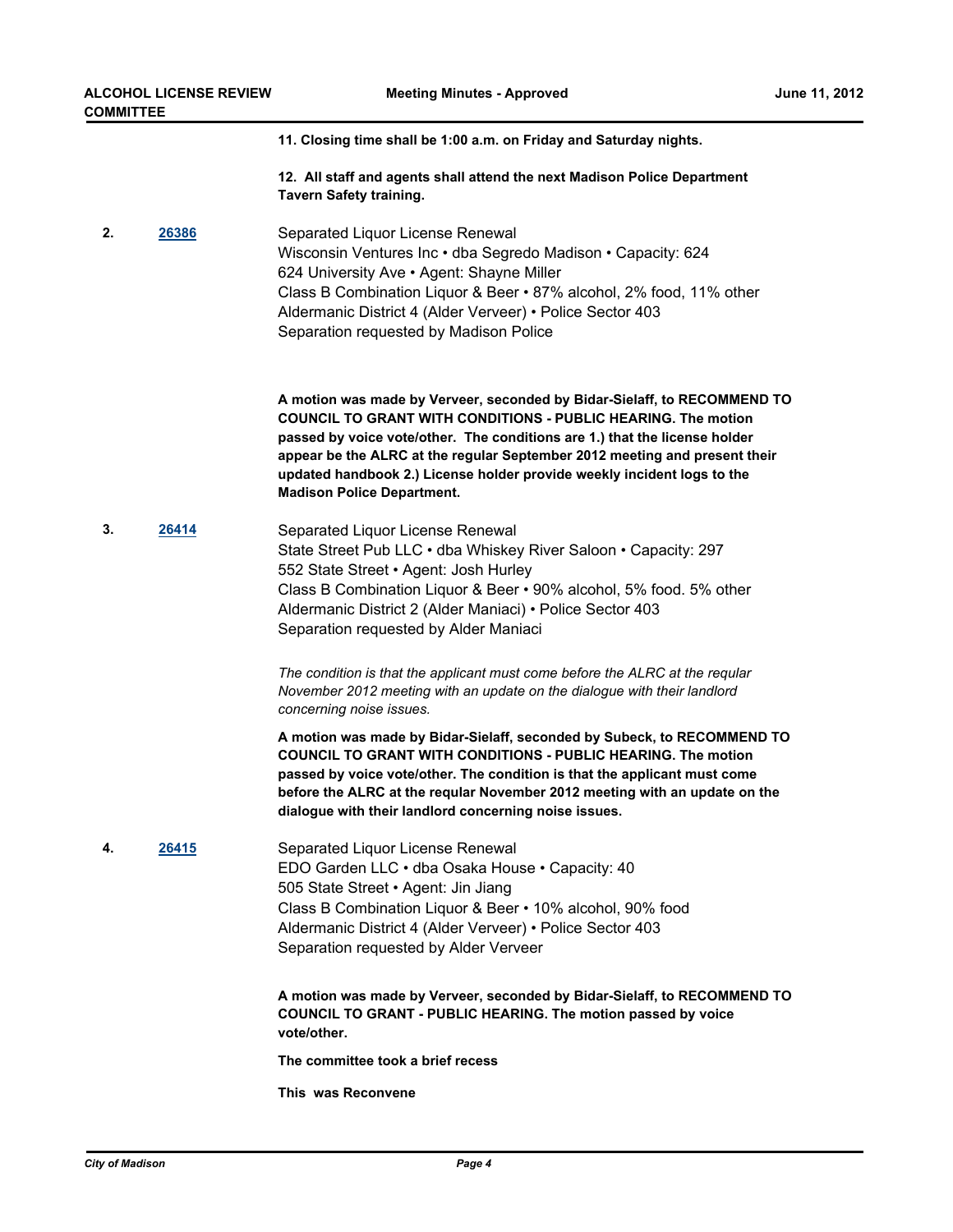**11. Closing time shall be 1:00 a.m. on Friday and Saturday nights.**

**12. All staff and agents shall attend the next Madison Police Department Tavern Safety training.**

**2.** **26386**

Separated Liquor License Renewal
Wisconsin Ventures Inc • dba Segredo Madison • Capacity: 624
624 University Ave • Agent: Shayne Miller
Class B Combination Liquor & Beer • 87% alcohol, 2% food, 11% other
Aldermanic District 4 (Alder Verveer) • Police Sector 403
Separation requested by Madison Police

**A motion was made by Verveer, seconded by Bidar-Sielaff, to RECOMMEND TO COUNCIL TO GRANT WITH CONDITIONS - PUBLIC HEARING. The motion passed by voice vote/other. The conditions are 1.) that the license holder appear be the ALRC at the regular September 2012 meeting and present their updated handbook 2.) License holder provide weekly incident logs to the Madison Police Department.**

**3.** **26414**

Separated Liquor License Renewal
State Street Pub LLC • dba Whiskey River Saloon • Capacity: 297
552 State Street • Agent: Josh Hurley
Class B Combination Liquor & Beer • 90% alcohol, 5% food. 5% other
Aldermanic District 2 (Alder Maniaci) • Police Sector 403
Separation requested by Alder Maniaci

*The condition is that the applicant must come before the ALRC at the reqular November 2012 meeting with an update on the dialogue with their landlord concerning noise issues.*

**A motion was made by Bidar-Sielaff, seconded by Subeck, to RECOMMEND TO COUNCIL TO GRANT WITH CONDITIONS - PUBLIC HEARING. The motion passed by voice vote/other. The condition is that the applicant must come before the ALRC at the reqular November 2012 meeting with an update on the dialogue with their landlord concerning noise issues.**

**4.** **26415**

Separated Liquor License Renewal
EDO Garden LLC • dba Osaka House • Capacity: 40
505 State Street • Agent: Jin Jiang
Class B Combination Liquor & Beer • 10% alcohol, 90% food
Aldermanic District 4 (Alder Verveer) • Police Sector 403
Separation requested by Alder Verveer

**A motion was made by Verveer, seconded by Bidar-Sielaff, to RECOMMEND TO COUNCIL TO GRANT - PUBLIC HEARING. The motion passed by voice vote/other.**

**The committee took a brief recess**

**This was Reconvene**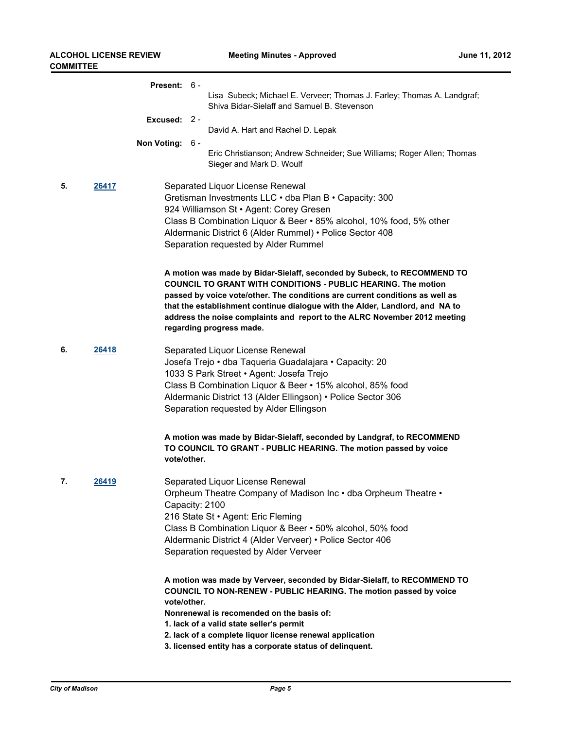**Present:** 6 -
Lisa Subeck; Michael E. Verveer; Thomas J. Farley; Thomas A. Landgraf; Shiva Bidar-Sielaff and Samuel B. Stevenson

**Excused:** 2 -
David A. Hart and Rachel D. Lepak

**Non Voting:** 6 -
Eric Christianson; Andrew Schneider; Sue Williams; Roger Allen; Thomas Sieger and Mark D. Woulf

**5.** [26417](26417)

Separated Liquor License Renewal
Gretisman Investments LLC • dba Plan B • Capacity: 300
924 Williamson St • Agent: Corey Gresen
Class B Combination Liquor & Beer • 85% alcohol, 10% food, 5% other
Aldermanic District 6 (Alder Rummel) • Police Sector 408
Separation requested by Alder Rummel

**A motion was made by Bidar-Sielaff, seconded by Subeck, to RECOMMEND TO COUNCIL TO GRANT WITH CONDITIONS - PUBLIC HEARING. The motion passed by voice vote/other. The conditions are current conditions as well as that the establishment continue dialogue with the Alder, Landlord, and NA to address the noise complaints and report to the ALRC November 2012 meeting regarding progress made.**

**6.** [26418](26418)

Separated Liquor License Renewal
Josefa Trejo • dba Taqueria Guadalajara • Capacity: 20
1033 S Park Street • Agent: Josefa Trejo
Class B Combination Liquor & Beer • 15% alcohol, 85% food
Aldermanic District 13 (Alder Ellingson) • Police Sector 306
Separation requested by Alder Ellingson

**A motion was made by Bidar-Sielaff, seconded by Landgraf, to RECOMMEND TO COUNCIL TO GRANT - PUBLIC HEARING. The motion passed by voice vote/other.**

**7.** [26419](26419)

Separated Liquor License Renewal
Orpheum Theatre Company of Madison Inc • dba Orpheum Theatre • Capacity: 2100
216 State St • Agent: Eric Fleming
Class B Combination Liquor & Beer • 50% alcohol, 50% food
Aldermanic District 4 (Alder Verveer) • Police Sector 406
Separation requested by Alder Verveer

**A motion was made by Verveer, seconded by Bidar-Sielaff, to RECOMMEND TO COUNCIL TO NON-RENEW - PUBLIC HEARING. The motion passed by voice vote/other.**
**Nonrenewal is recomended on the basis of:**
**1. lack of a valid state seller's permit**
**2. lack of a complete liquor license renewal application**
**3. licensed entity has a corporate status of delinquent.**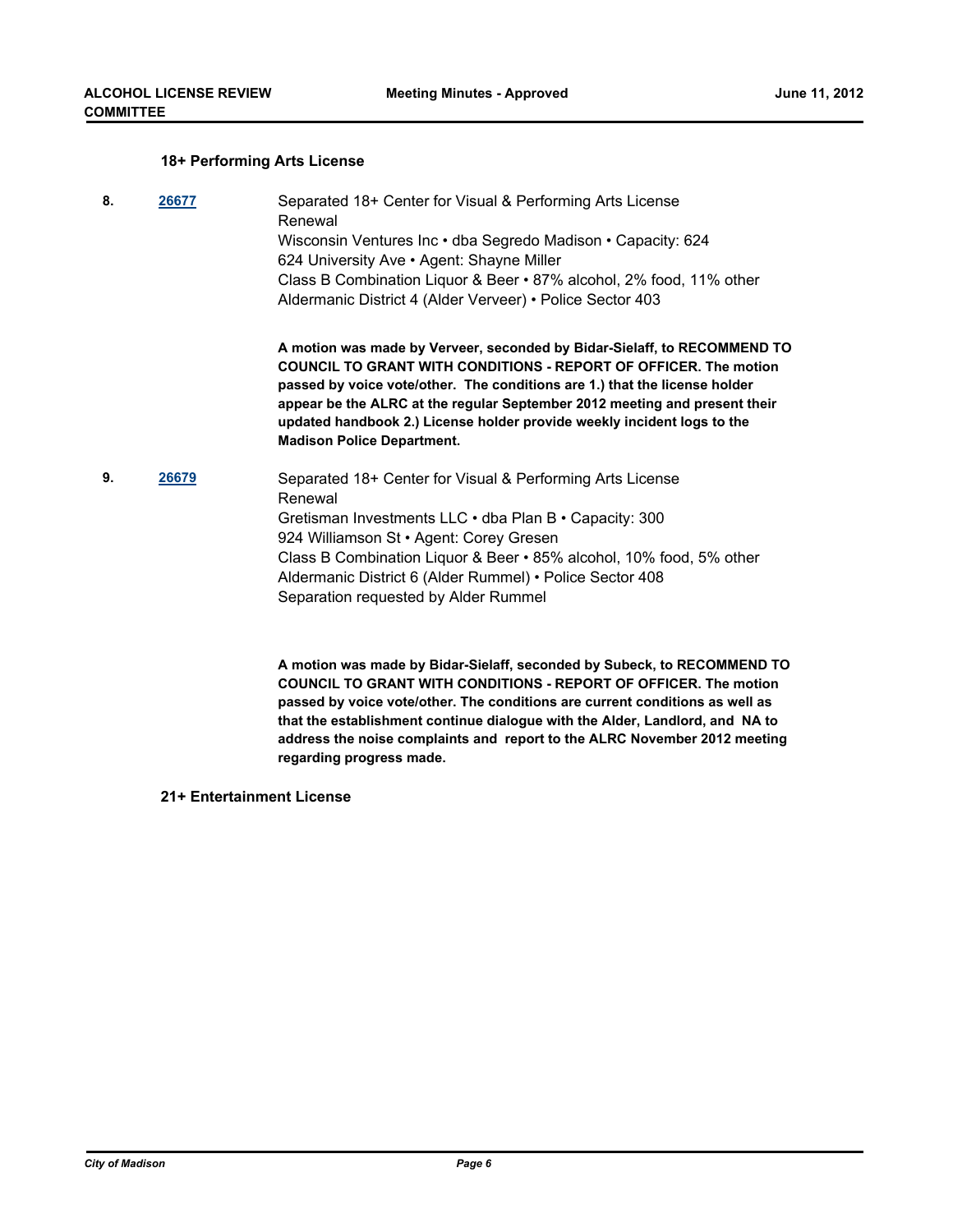### 18+ Performing Arts License

**8.** **26677** Separated 18+ Center for Visual & Performing Arts License
Renewal
Wisconsin Ventures Inc • dba Segredo Madison • Capacity: 624
624 University Ave • Agent: Shayne Miller
Class B Combination Liquor & Beer • 87% alcohol, 2% food, 11% other
Aldermanic District 4 (Alder Verveer) • Police Sector 403

**A motion was made by Verveer, seconded by Bidar-Sielaff, to RECOMMEND TO COUNCIL TO GRANT WITH CONDITIONS - REPORT OF OFFICER. The motion passed by voice vote/other. The conditions are 1.) that the license holder appear be the ALRC at the regular September 2012 meeting and present their updated handbook 2.) License holder provide weekly incident logs to the Madison Police Department.**

**9.** **26679** Separated 18+ Center for Visual & Performing Arts License
Renewal
Gretisman Investments LLC • dba Plan B • Capacity: 300
924 Williamson St • Agent: Corey Gresen
Class B Combination Liquor & Beer • 85% alcohol, 10% food, 5% other
Aldermanic District 6 (Alder Rummel) • Police Sector 408
Separation requested by Alder Rummel

**A motion was made by Bidar-Sielaff, seconded by Subeck, to RECOMMEND TO COUNCIL TO GRANT WITH CONDITIONS - REPORT OF OFFICER. The motion passed by voice vote/other. The conditions are current conditions as well as that the establishment continue dialogue with the Alder, Landlord, and NA to address the noise complaints and report to the ALRC November 2012 meeting regarding progress made.**

### 21+ Entertainment License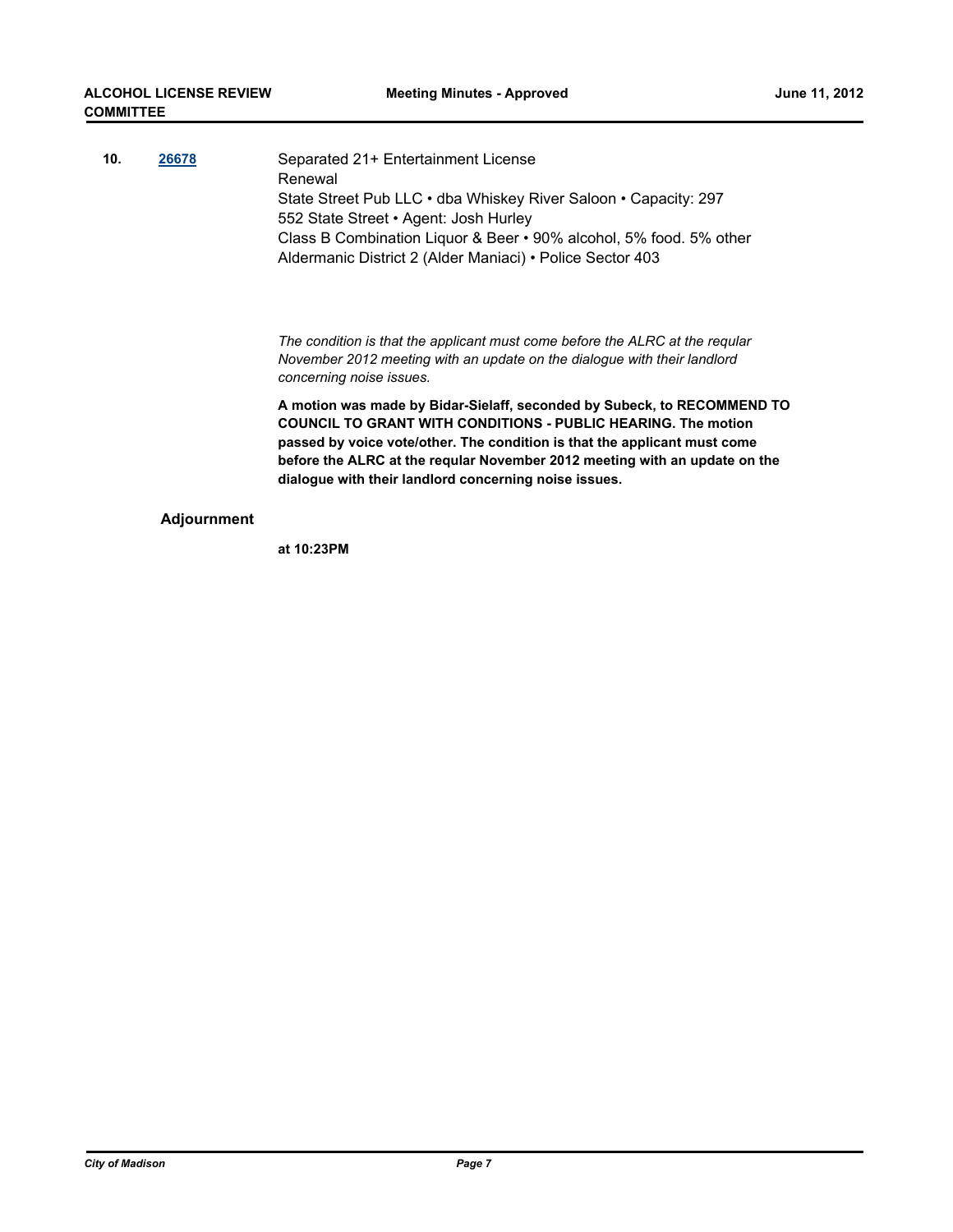**10.** **26678**

Separated 21+ Entertainment License
Renewal
State Street Pub LLC • dba Whiskey River Saloon • Capacity: 297
552 State Street • Agent: Josh Hurley
Class B Combination Liquor & Beer • 90% alcohol, 5% food. 5% other
Aldermanic District 2 (Alder Maniaci) • Police Sector 403

*The condition is that the applicant must come before the ALRC at the reqular November 2012 meeting with an update on the dialogue with their landlord concerning noise issues.*

**A motion was made by Bidar-Sielaff, seconded by Subeck, to RECOMMEND TO COUNCIL TO GRANT WITH CONDITIONS - PUBLIC HEARING. The motion passed by voice vote/other. The condition is that the applicant must come before the ALRC at the reqular November 2012 meeting with an update on the dialogue with their landlord concerning noise issues.**

## Adjournment

**at 10:23PM**